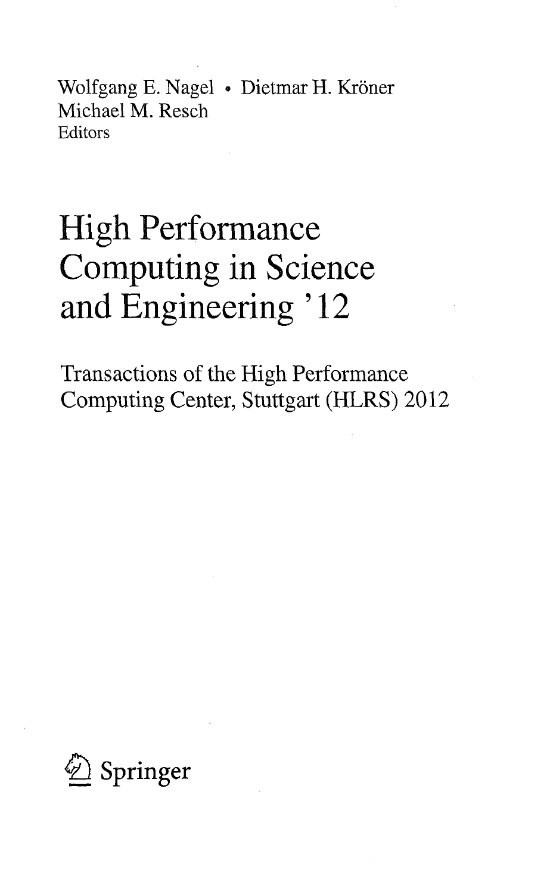Wolfgang E. Nagel • Dietmar H. Kröner
Michael M. Resch
Editors

# High Performance Computing in Science and Engineering '12

## Transactions of the High Performance Computing Center, Stuttgart (HLRS) 2012

Springer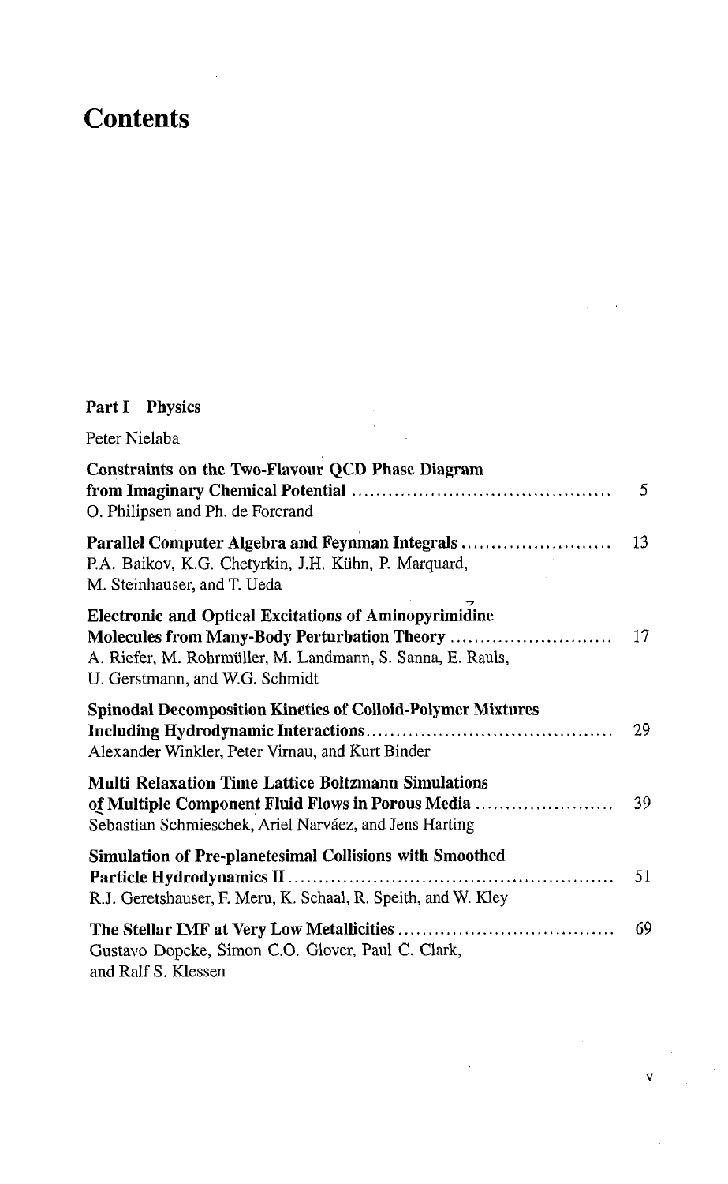# Contents

## Part I Physics

Peter Nielaba

**Constraints on the Two-Flavour QCD Phase Diagram from Imaginary Chemical Potential** ........................................... 5
O. Philipsen and Ph. de Forcrand

**Parallel Computer Algebra and Feynman Integrals** ......................... 13
P.A. Baikov, K.G. Chetyrkin, J.H. Kühn, P. Marquard, M. Steinhauser, and T. Ueda

**Electronic and Optical Excitations of Aminopyrimidine Molecules from Many-Body Perturbation Theory** ........................... 17
A. Riefer, M. Rohrmüller, M. Landmann, S. Sanna, E. Rauls, U. Gerstmann, and W.G. Schmidt

**Spinodal Decomposition Kinetics of Colloid-Polymer Mixtures Including Hydrodynamic Interactions** ......................................... 29
Alexander Winkler, Peter Virnau, and Kurt Binder

**Multi Relaxation Time Lattice Boltzmann Simulations of Multiple Component Fluid Flows in Porous Media** ....................... 39
Sebastian Schmieschek, Ariel Narváez, and Jens Harting

**Simulation of Pre-planetesimal Collisions with Smoothed Particle Hydrodynamics II** ..................................................... 51
R.J. Geretshauser, F. Meru, K. Schaal, R. Speith, and W. Kley

**The Stellar IMF at Very Low Metallicities** .................................... 69
Gustavo Dopcke, Simon C.O. Glover, Paul C. Clark, and Ralf S. Klessen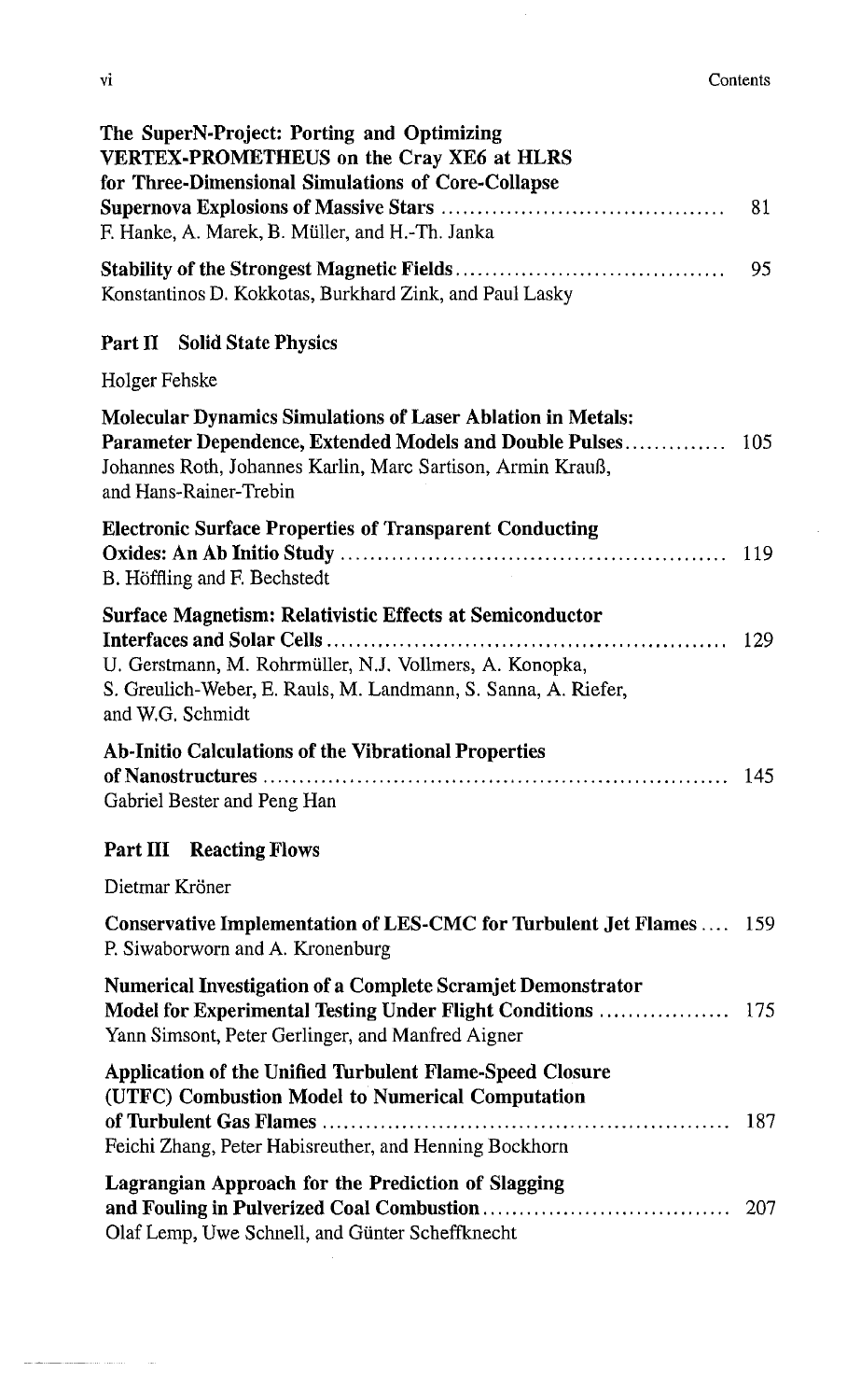**The SuperN-Project: Porting and Optimizing VERTEX-PROMETHEUS on the Cray XE6 at HLRS for Three-Dimensional Simulations of Core-Collapse Supernova Explosions of Massive Stars** ........ 81
F. Hanke, A. Marek, B. Müller, and H.-Th. Janka

**Stability of the Strongest Magnetic Fields** ........ 95
Konstantinos D. Kokkotas, Burkhard Zink, and Paul Lasky

## Part II Solid State Physics

Holger Fehske

**Molecular Dynamics Simulations of Laser Ablation in Metals: Parameter Dependence, Extended Models and Double Pulses** ........ 105
Johannes Roth, Johannes Karlin, Marc Sartison, Armin Krauß, and Hans-Rainer-Trebin

**Electronic Surface Properties of Transparent Conducting Oxides: An Ab Initio Study** ........ 119
B. Höffling and F. Bechstedt

**Surface Magnetism: Relativistic Effects at Semiconductor Interfaces and Solar Cells** ........ 129
U. Gerstmann, M. Rohrmüller, N.J. Vollmers, A. Konopka, S. Greulich-Weber, E. Rauls, M. Landmann, S. Sanna, A. Riefer, and W.G. Schmidt

**Ab-Initio Calculations of the Vibrational Properties of Nanostructures** ........ 145
Gabriel Bester and Peng Han

## Part III Reacting Flows

Dietmar Kröner

**Conservative Implementation of LES-CMC for Turbulent Jet Flames** ........ 159
P. Siwaborworn and A. Kronenburg

**Numerical Investigation of a Complete Scramjet Demonstrator Model for Experimental Testing Under Flight Conditions** ........ 175
Yann Simsont, Peter Gerlinger, and Manfred Aigner

**Application of the Unified Turbulent Flame-Speed Closure (UTFC) Combustion Model to Numerical Computation of Turbulent Gas Flames** ........ 187
Feichi Zhang, Peter Habisreuther, and Henning Bockhorn

**Lagrangian Approach for the Prediction of Slagging and Fouling in Pulverized Coal Combustion** ........ 207
Olaf Lemp, Uwe Schnell, and Günter Scheffknecht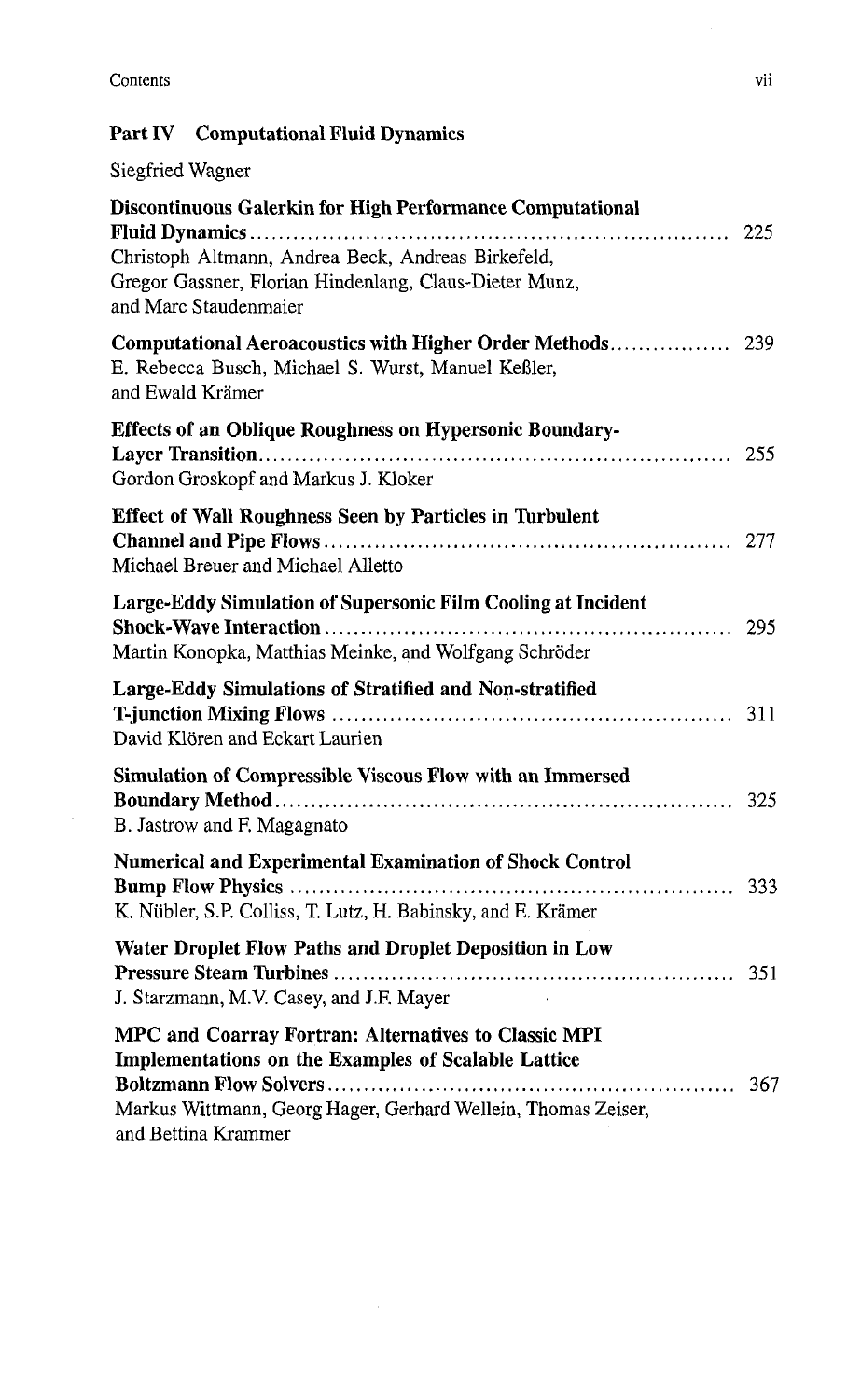## Part IV Computational Fluid Dynamics

Siegfried Wagner

**Discontinuous Galerkin for High Performance Computational Fluid Dynamics** ................................................................ 225
Christoph Altmann, Andrea Beck, Andreas Birkefeld, Gregor Gassner, Florian Hindenlang, Claus-Dieter Munz, and Marc Staudenmaier

**Computational Aeroacoustics with Higher Order Methods** ................ 239
E. Rebecca Busch, Michael S. Wurst, Manuel Keßler, and Ewald Krämer

**Effects of an Oblique Roughness on Hypersonic Boundary-Layer Transition** ................................................................ 255
Gordon Groskopf and Markus J. Kloker

**Effect of Wall Roughness Seen by Particles in Turbulent Channel and Pipe Flows** ................................................................ 277
Michael Breuer and Michael Alletto

**Large-Eddy Simulation of Supersonic Film Cooling at Incident Shock-Wave Interaction** ................................................................ 295
Martin Konopka, Matthias Meinke, and Wolfgang Schröder

**Large-Eddy Simulations of Stratified and Non-stratified T-junction Mixing Flows** ................................................................ 311
David Klören and Eckart Laurien

**Simulation of Compressible Viscous Flow with an Immersed Boundary Method** ................................................................ 325
B. Jastrow and F. Magagnato

**Numerical and Experimental Examination of Shock Control Bump Flow Physics** ................................................................ 333
K. Nübler, S.P. Colliss, T. Lutz, H. Babinsky, and E. Krämer

**Water Droplet Flow Paths and Droplet Deposition in Low Pressure Steam Turbines** ................................................................ 351
J. Starzmann, M.V. Casey, and J.F. Mayer

**MPC and Coarray Fortran: Alternatives to Classic MPI Implementations on the Examples of Scalable Lattice Boltzmann Flow Solvers** ................................................................ 367
Markus Wittmann, Georg Hager, Gerhard Wellein, Thomas Zeiser, and Bettina Krammer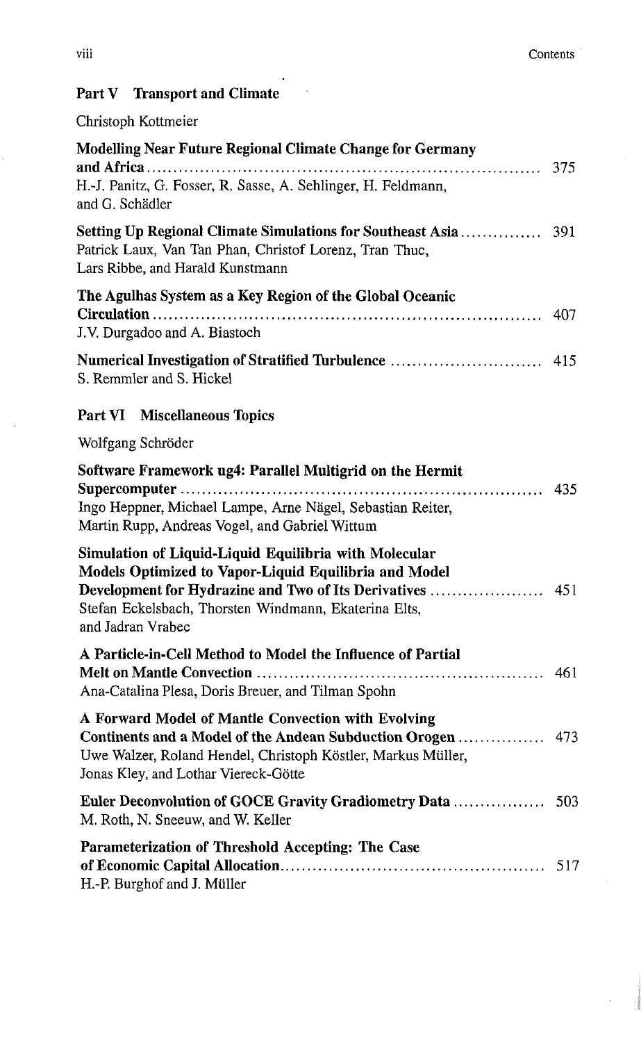## Part V Transport and Climate

Christoph Kottmeier

**Modelling Near Future Regional Climate Change for Germany and Africa** ....... 375
H.-J. Panitz, G. Fosser, R. Sasse, A. Sehlinger, H. Feldmann, and G. Schädler

**Setting Up Regional Climate Simulations for Southeast Asia** ....... 391
Patrick Laux, Van Tan Phan, Christof Lorenz, Tran Thuc, Lars Ribbe, and Harald Kunstmann

**The Agulhas System as a Key Region of the Global Oceanic Circulation** ....... 407
J.V. Durgadoo and A. Biastoch

**Numerical Investigation of Stratified Turbulence** ....... 415
S. Remmler and S. Hickel

## Part VI Miscellaneous Topics

Wolfgang Schröder

**Software Framework ug4: Parallel Multigrid on the Hermit Supercomputer** ....... 435
Ingo Heppner, Michael Lampe, Arne Nägel, Sebastian Reiter, Martin Rupp, Andreas Vogel, and Gabriel Wittum

**Simulation of Liquid-Liquid Equilibria with Molecular Models Optimized to Vapor-Liquid Equilibria and Model Development for Hydrazine and Two of Its Derivatives** ....... 451
Stefan Eckelsbach, Thorsten Windmann, Ekaterina Elts, and Jadran Vrabec

**A Particle-in-Cell Method to Model the Influence of Partial Melt on Mantle Convection** ....... 461
Ana-Catalina Plesa, Doris Breuer, and Tilman Spohn

**A Forward Model of Mantle Convection with Evolving Continents and a Model of the Andean Subduction Orogen** ....... 473
Uwe Walzer, Roland Hendel, Christoph Köstler, Markus Müller, Jonas Kley, and Lothar Viereck-Götte

**Euler Deconvolution of GOCE Gravity Gradiometry Data** ....... 503
M. Roth, N. Sneeuw, and W. Keller

**Parameterization of Threshold Accepting: The Case of Economic Capital Allocation** ....... 517
H.-P. Burghof and J. Müller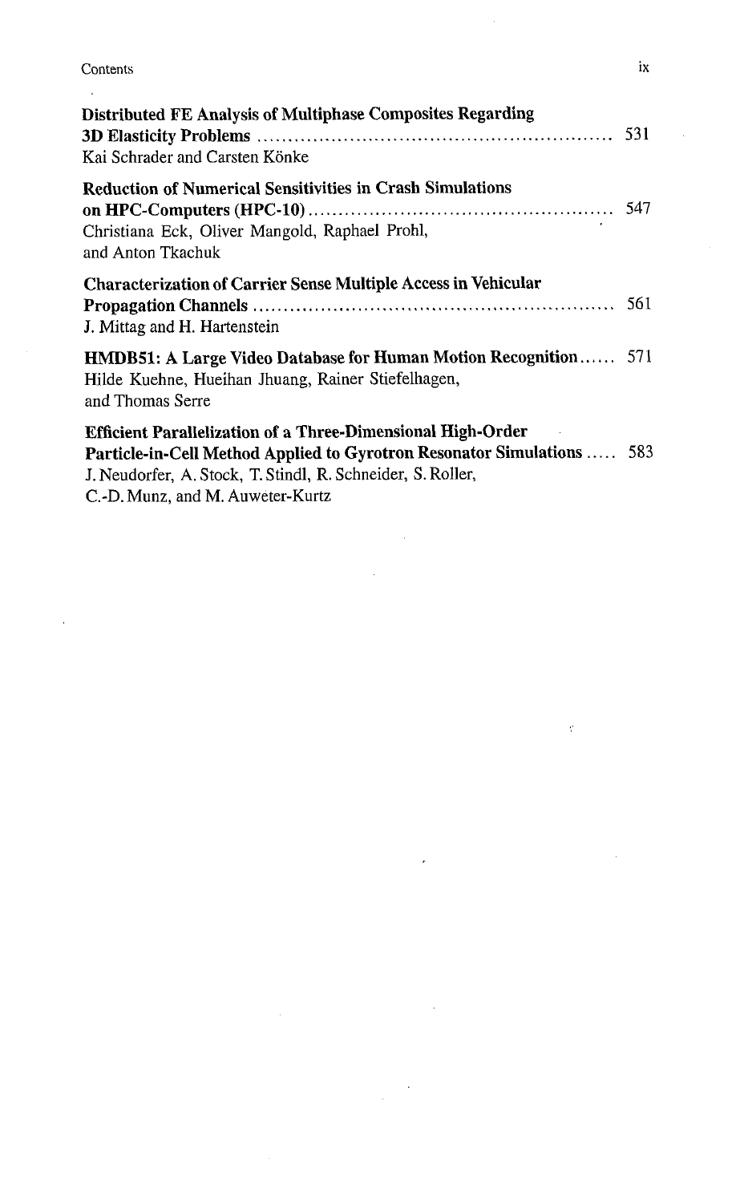**Distributed FE Analysis of Multiphase Composites Regarding 3D Elasticity Problems** ........................................................ 531
Kai Schrader and Carsten Könke

**Reduction of Numerical Sensitivities in Crash Simulations on HPC-Computers (HPC-10)** ................................................ 547
Christiana Eck, Oliver Mangold, Raphael Prohl, and Anton Tkachuk

**Characterization of Carrier Sense Multiple Access in Vehicular Propagation Channels** ........................................................ 561
J. Mittag and H. Hartenstein

**HMDB51: A Large Video Database for Human Motion Recognition** ...... 571
Hilde Kuehne, Hueihan Jhuang, Rainer Stiefelhagen, and Thomas Serre

**Efficient Parallelization of a Three-Dimensional High-Order Particle-in-Cell Method Applied to Gyrotron Resonator Simulations** ..... 583
J. Neudorfer, A. Stock, T. Stindl, R. Schneider, S. Roller, C.-D. Munz, and M. Auweter-Kurtz